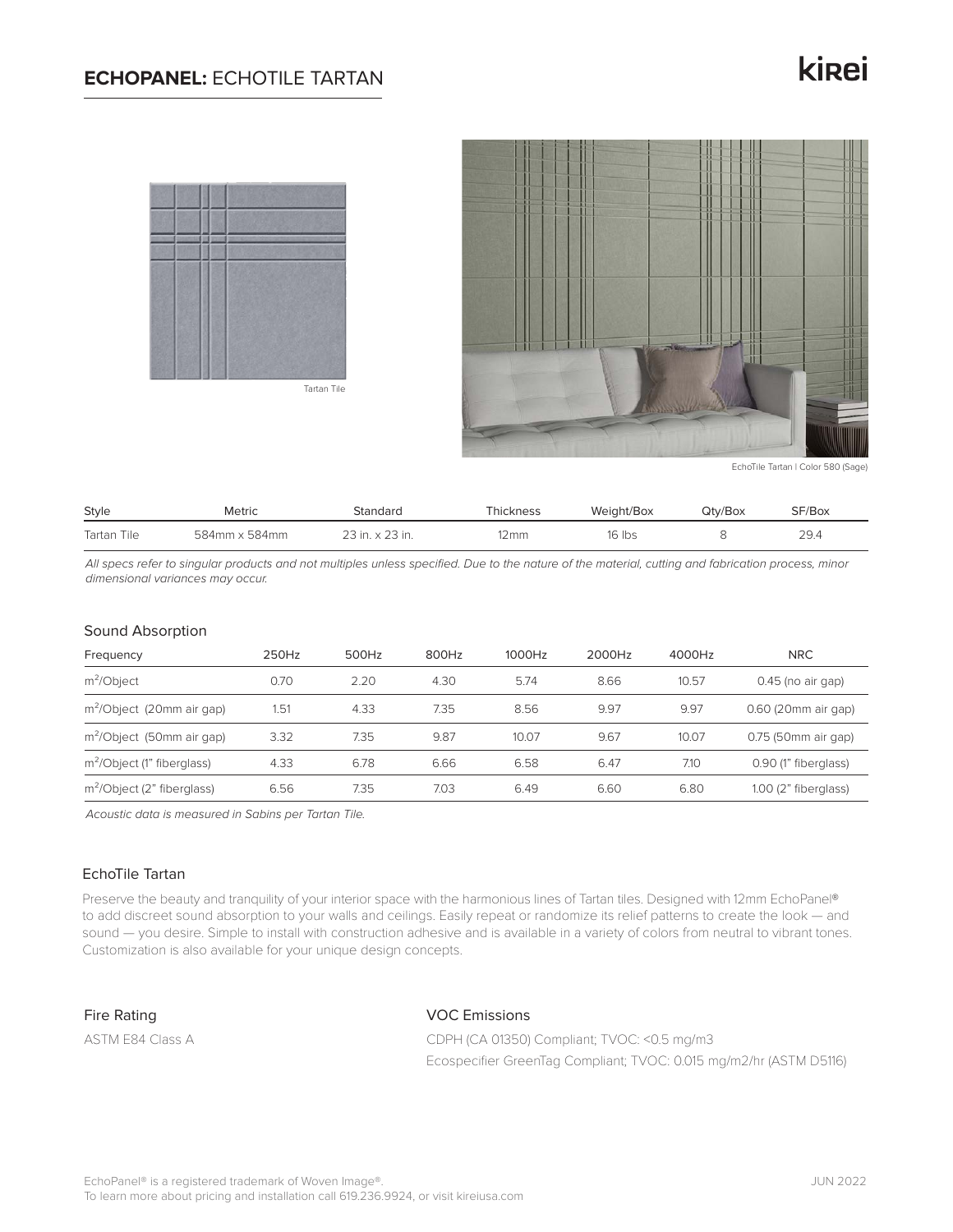# **ECHOPANEL:** ECHOTILE TARTAN

kirei

Tartan Tile

EchoTile Tartan | Color 580 (Sage)

| Style | Metric | Standard | Thickness | Weight/Box | Qty/Box | SF/Box |
|---|---|---|---|---|---|---|
| Tartan Tile | 584mm x 584mm | 23 in. x 23 in. | 12mm | 16 lbs | 8 | 29.4 |

*All specs refer to singular products and not multiples unless specified. Due to the nature of the material, cutting and fabrication process, minor dimensional variances may occur.*

## Sound Absorption

| Frequency | 250Hz | 500Hz | 800Hz | 1000Hz | 2000Hz | 4000Hz | NRC |
|---|---|---|---|---|---|---|---|
| $m^2$/Object | 0.70 | 2.20 | 4.30 | 5.74 | 8.66 | 10.57 | 0.45 (no air gap) |
| $m^2$/Object (20mm air gap) | 1.51 | 4.33 | 7.35 | 8.56 | 9.97 | 9.97 | 0.60 (20mm air gap) |
| $m^2$/Object (50mm air gap) | 3.32 | 7.35 | 9.87 | 10.07 | 9.67 | 10.07 | 0.75 (50mm air gap) |
| $m^2$/Object (1" fiberglass) | 4.33 | 6.78 | 6.66 | 6.58 | 6.47 | 7.10 | 0.90 (1" fiberglass) |
| $m^2$/Object (2" fiberglass) | 6.56 | 7.35 | 7.03 | 6.49 | 6.60 | 6.80 | 1.00 (2" fiberglass) |

*Acoustic data is measured in Sabins per Tartan Tile.*

## EchoTile Tartan

Preserve the beauty and tranquility of your interior space with the harmonious lines of Tartan tiles. Designed with 12mm EchoPanel® to add discreet sound absorption to your walls and ceilings. Easily repeat or randomize its relief patterns to create the look — and sound — you desire. Simple to install with construction adhesive and is available in a variety of colors from neutral to vibrant tones. Customization is also available for your unique design concepts.

## Fire Rating

ASTM E84 Class A

## VOC Emissions

CDPH (CA 01350) Compliant; TVOC: <0.5 mg/m3

Ecospecifier GreenTag Compliant; TVOC: 0.015 mg/m2/hr (ASTM D5116)

EchoPanel® is a registered trademark of Woven Image®.
To learn more about pricing and installation call 619.236.9924, or visit kireiusa.com

JUN 2022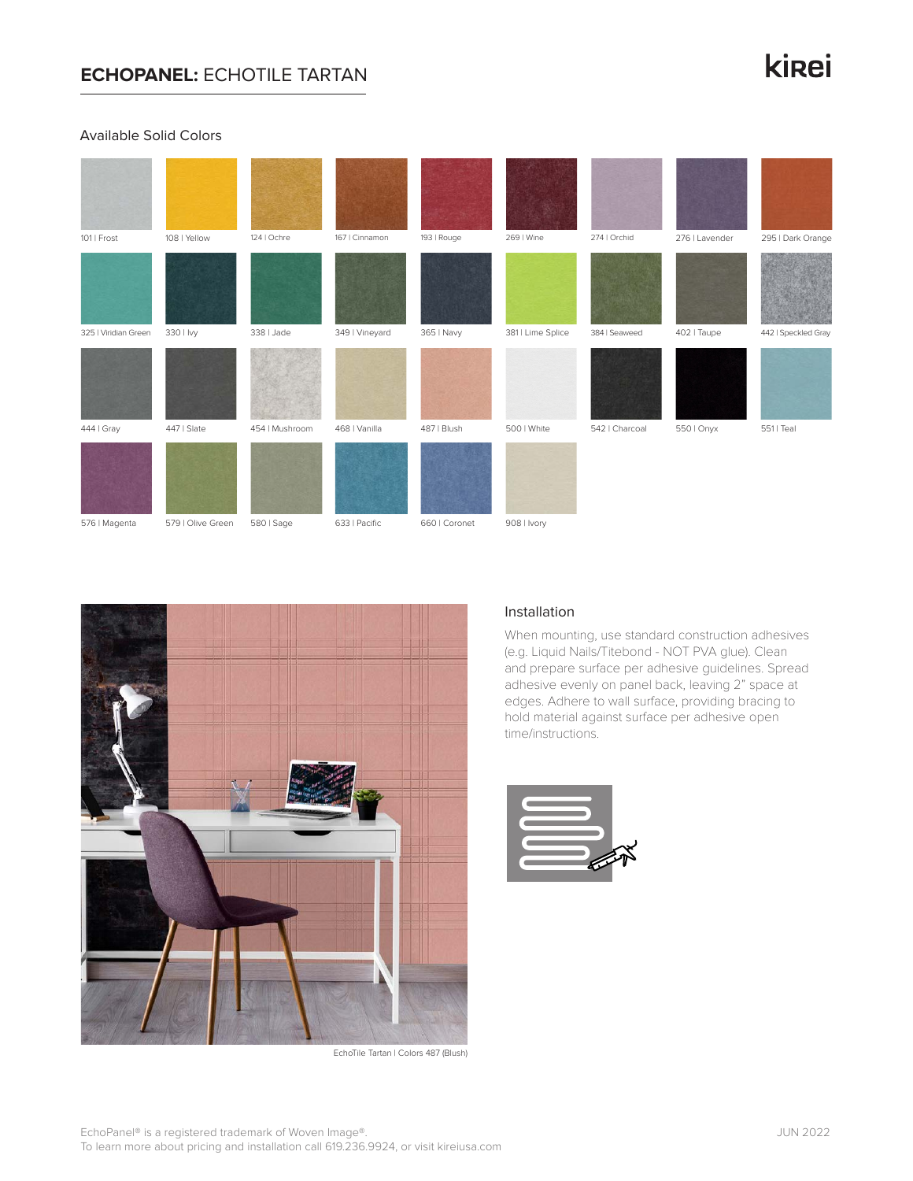## **ECHOPANEL:** ECHOTILE TARTAN

kirei

### Available Solid Colors

101 | Frost
108 | Yellow
124 | Ochre
167 | Cinnamon
193 | Rouge
269 | Wine
274 | Orchid
276 | Lavender
295 | Dark Orange

325 | Viridian Green
330 | Ivy
338 | Jade
349 | Vineyard
365 | Navy
381 | Lime Splice
384 | Seaweed
402 | Taupe
442 | Speckled Gray

444 | Gray
447 | Slate
454 | Mushroom
468 | Vanilla
487 | Blush
500 | White
542 | Charcoal
550 | Onyx
551 | Teal

576 | Magenta
579 | Olive Green
580 | Sage
633 | Pacific
660 | Coronet
908 | Ivory

EchoTile Tartan | Colors 487 (Blush)

### Installation

When mounting, use standard construction adhesives (e.g. Liquid Nails/Titebond - NOT PVA glue). Clean and prepare surface per adhesive guidelines. Spread adhesive evenly on panel back, leaving 2" space at edges. Adhere to wall surface, providing bracing to hold material against surface per adhesive open time/instructions.

EchoPanel® is a registered trademark of Woven Image®.
To learn more about pricing and installation call 619.236.9924, or visit kireiusa.com

JUN 2022